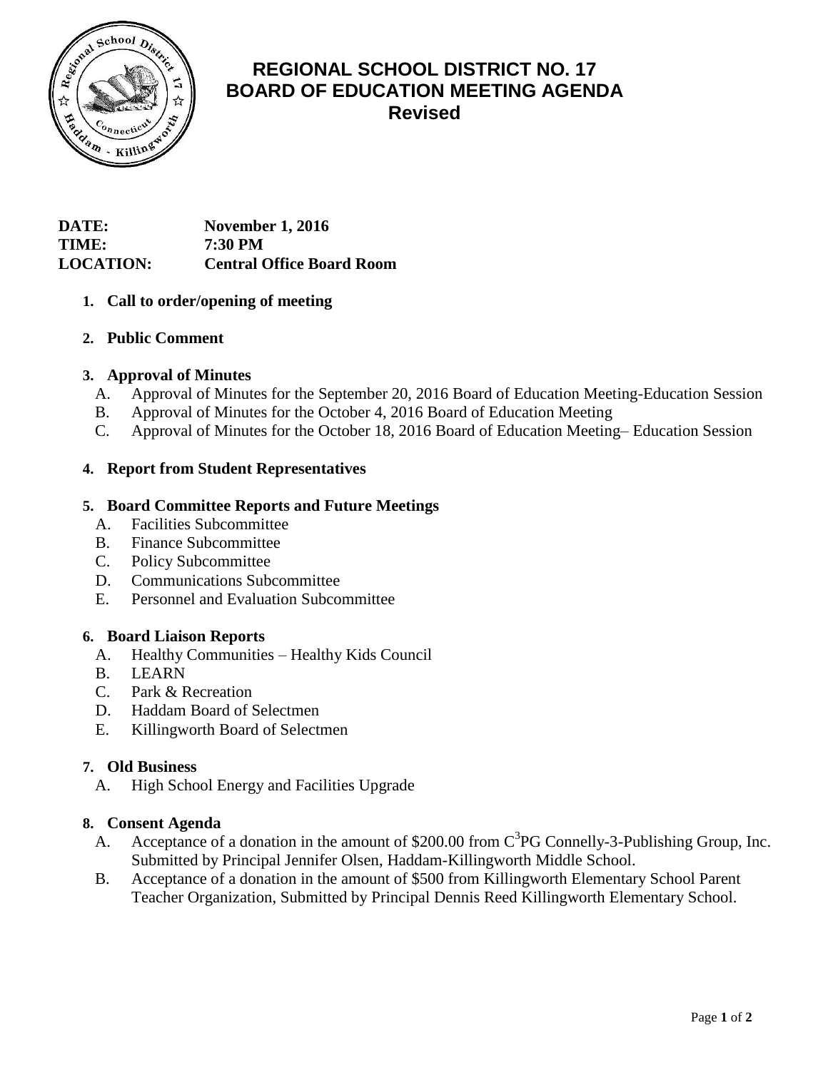# REGIONAL SCHOOL DISTRICT NO. 17
## BOARD OF EDUCATION MEETING AGENDA
### Revised

**DATE:** **November 1, 2016**
**TIME:** **7:30 PM**
**LOCATION:** **Central Office Board Room**

1. **Call to order/opening of meeting**

2. **Public Comment**

3. **Approval of Minutes**
   - A. Approval of Minutes for the September 20, 2016 Board of Education Meeting-Education Session
   - B. Approval of Minutes for the October 4, 2016 Board of Education Meeting
   - C. Approval of Minutes for the October 18, 2016 Board of Education Meeting– Education Session

4. **Report from Student Representatives**

5. **Board Committee Reports and Future Meetings**
   - A. Facilities Subcommittee
   - B. Finance Subcommittee
   - C. Policy Subcommittee
   - D. Communications Subcommittee
   - E. Personnel and Evaluation Subcommittee

6. **Board Liaison Reports**
   - A. Healthy Communities – Healthy Kids Council
   - B. LEARN
   - C. Park & Recreation
   - D. Haddam Board of Selectmen
   - E. Killingworth Board of Selectmen

7. **Old Business**
   - A. High School Energy and Facilities Upgrade

8. **Consent Agenda**
   - A. Acceptance of a donation in the amount of $200.00 from C[3]PG Connelly-3-Publishing Group, Inc. Submitted by Principal Jennifer Olsen, Haddam-Killingworth Middle School.
   - B. Acceptance of a donation in the amount of $500 from Killingworth Elementary School Parent Teacher Organization, Submitted by Principal Dennis Reed Killingworth Elementary School.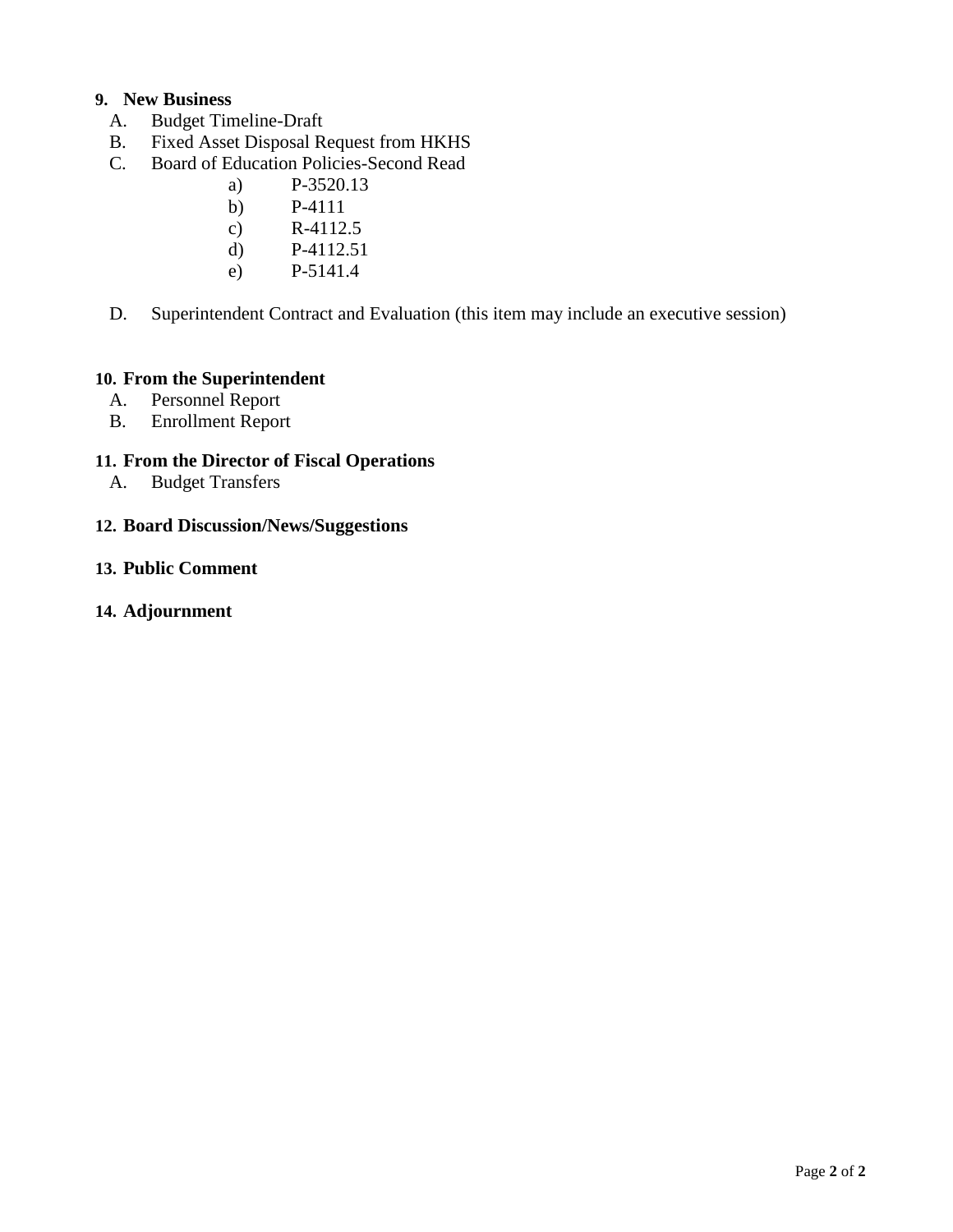**9. New Business**

A. Budget Timeline-Draft
B. Fixed Asset Disposal Request from HKHS
C. Board of Education Policies-Second Read
   a) P-3520.13
   b) P-4111
   c) R-4112.5
   d) P-4112.51
   e) P-5141.4

D. Superintendent Contract and Evaluation (this item may include an executive session)

**10. From the Superintendent**

A. Personnel Report
B. Enrollment Report

**11. From the Director of Fiscal Operations**

A. Budget Transfers

**12. Board Discussion/News/Suggestions**

**13. Public Comment**

**14. Adjournment**